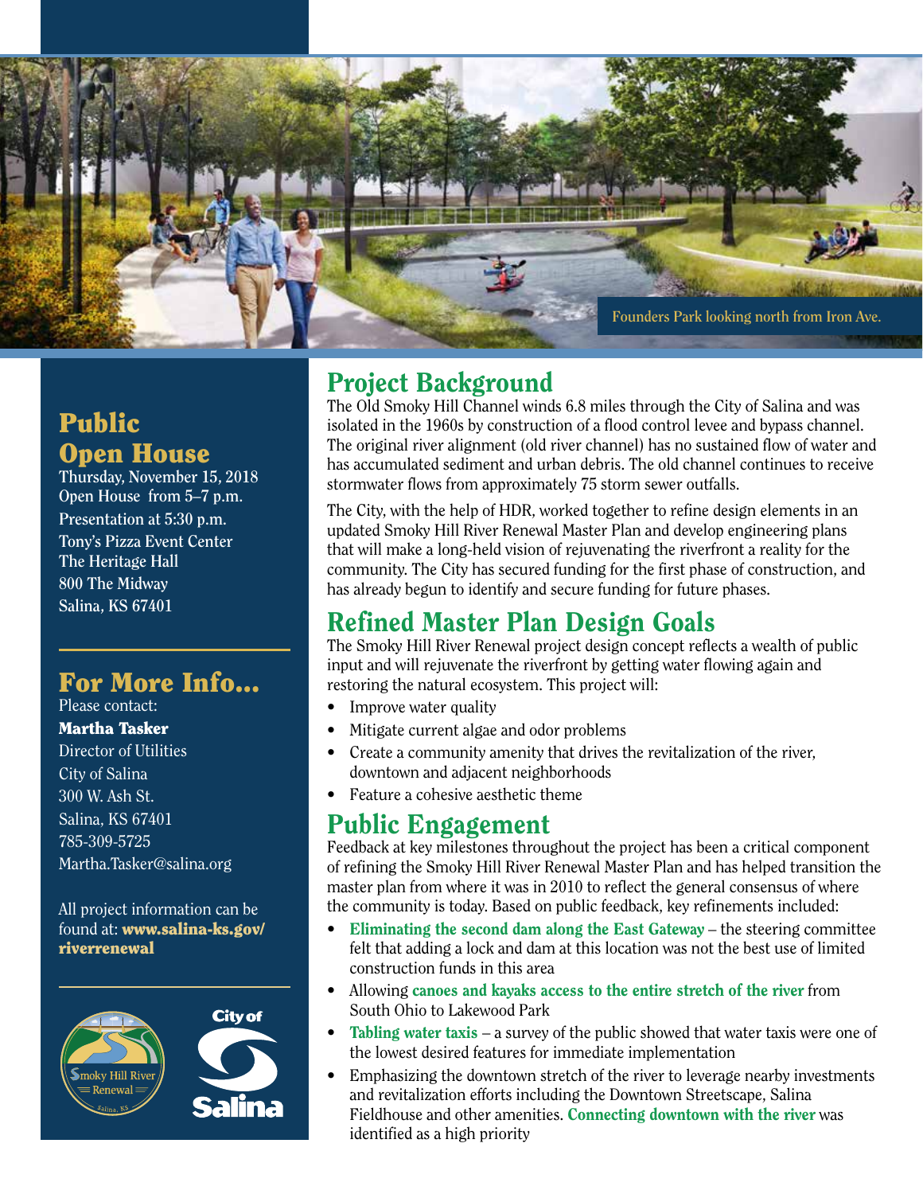Founders Park looking north from Iron Ave.

## Public Open House

**Thursday, November 15, 2018**
**Open House from 5–7 p.m.**
**Presentation at 5:30 p.m.**
**Tony's Pizza Event Center**
**The Heritage Hall**
**800 The Midway**
**Salina, KS 67401**

## For More Info...

Please contact:
**Martha Tasker**
Director of Utilities
City of Salina
300 W. Ash St.
Salina, KS 67401
785-309-5725
Martha.Tasker@salina.org

All project information can be found at: **www.salina-ks.gov/riverrenewal**

## Project Background

The Old Smoky Hill Channel winds 6.8 miles through the City of Salina and was isolated in the 1960s by construction of a flood control levee and bypass channel. The original river alignment (old river channel) has no sustained flow of water and has accumulated sediment and urban debris. The old channel continues to receive stormwater flows from approximately 75 storm sewer outfalls.

The City, with the help of HDR, worked together to refine design elements in an updated Smoky Hill River Renewal Master Plan and develop engineering plans that will make a long-held vision of rejuvenating the riverfront a reality for the community. The City has secured funding for the first phase of construction, and has already begun to identify and secure funding for future phases.

## Refined Master Plan Design Goals

The Smoky Hill River Renewal project design concept reflects a wealth of public input and will rejuvenate the riverfront by getting water flowing again and restoring the natural ecosystem. This project will:

- Improve water quality
- Mitigate current algae and odor problems
- Create a community amenity that drives the revitalization of the river, downtown and adjacent neighborhoods
- Feature a cohesive aesthetic theme

## Public Engagement

Feedback at key milestones throughout the project has been a critical component of refining the Smoky Hill River Renewal Master Plan and has helped transition the master plan from where it was in 2010 to reflect the general consensus of where the community is today. Based on public feedback, key refinements included:

- **Eliminating the second dam along the East Gateway** – the steering committee felt that adding a lock and dam at this location was not the best use of limited construction funds in this area
- Allowing **canoes and kayaks access to the entire stretch of the river** from South Ohio to Lakewood Park
- **Tabling water taxis** – a survey of the public showed that water taxis were one of the lowest desired features for immediate implementation
- Emphasizing the downtown stretch of the river to leverage nearby investments and revitalization efforts including the Downtown Streetscape, Salina Fieldhouse and other amenities. **Connecting downtown with the river** was identified as a high priority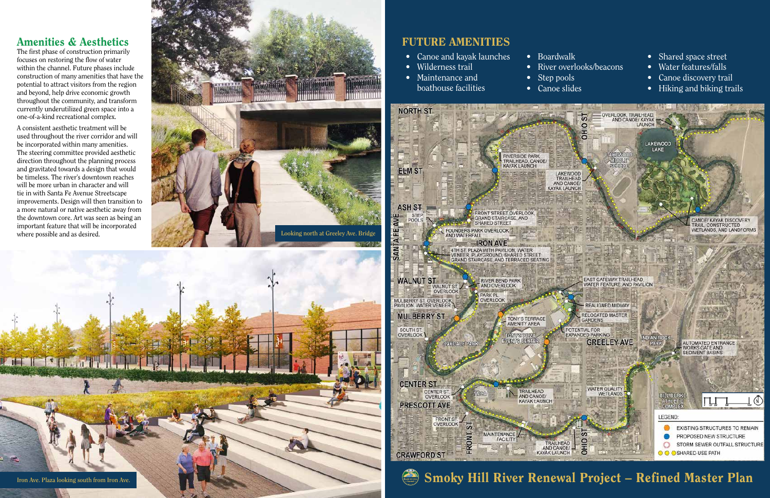## Amenities & Aesthetics

The first phase of construction primarily focuses on restoring the flow of water within the channel. Future phases include construction of many amenities that have the potential to attract visitors from the region and beyond, help drive economic growth throughout the community, and transform currently underutilized green space into a one-of-a-kind recreational complex.

A consistent aesthetic treatment will be used throughout the river corridor and will be incorporated within many amenities. The steering committee provided aesthetic direction throughout the planning process and gravitated towards a design that would be timeless. The river's downtown reaches will be more urban in character and will tie in with Santa Fe Avenue Streetscape improvements. Design will then transition to a more natural or native aesthetic away from the downtown core. Art was seen as being an important feature that will be incorporated where possible and as desired.

Looking north at Greeley Ave. Bridge

Iron Ave. Plaza looking south from Iron Ave.

## FUTURE AMENITIES

- Canoe and kayak launches
- Wilderness trail
- Maintenance and boathouse facilities
- Boardwalk
- River overlooks/beacons
- Step pools
- Canoe slides
- Shared space street
- Water features/falls
- Canoe discovery trail
- Hiking and biking trails

LEGEND:
- EXISTING STRUCTURES TO REMAIN
- PROPOSED NEW STRUCTURE
- STORM SEWER OUTFALL STRUCTURE
- SHARED-USE PATH

## Smoky Hill River Renewal Project – Refined Master Plan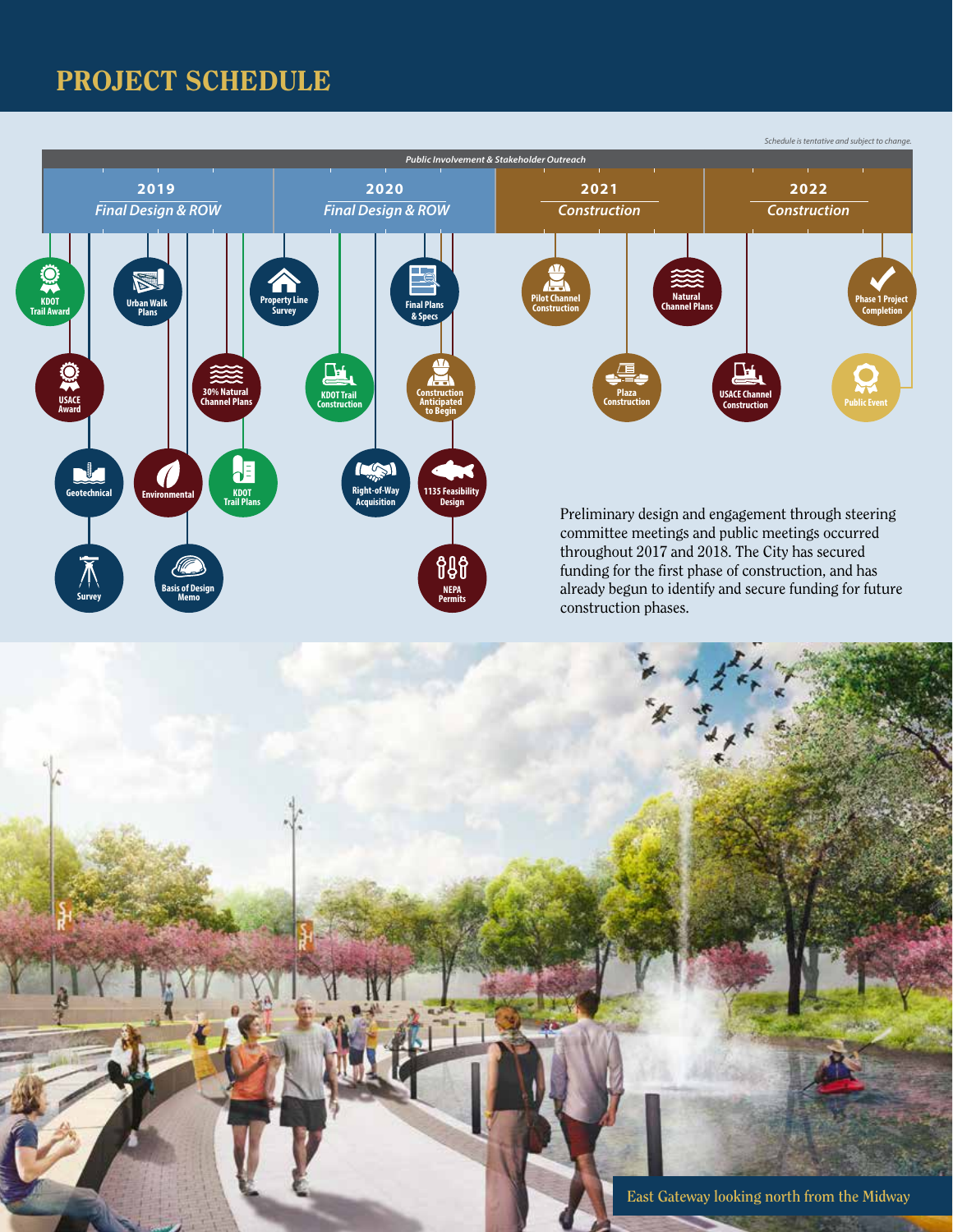# PROJECT SCHEDULE

*Schedule is tentative and subject to change.*

*Public Involvement & Stakeholder Outreach*

2019
Final Design & ROW

2020
Final Design & ROW

2021
Construction

2022
Construction

KDOT Trail Award

USACE Award

Geotechnical

Survey

Urban Walk Plans

Environmental

Basis of Design Memo

30% Natural Channel Plans

KDOT Trail Plans

Property Line Survey

KDOT Trail Construction

Right-of-Way Acquisition

Final Plans & Specs

Construction Anticipated to Begin

1135 Feasibility Design

NEPA Permits

Pilot Channel Construction

Plaza Construction

Natural Channel Plans

USACE Channel Construction

Phase 1 Project Completion

Public Event

Preliminary design and engagement through steering committee meetings and public meetings occurred throughout 2017 and 2018. The City has secured funding for the first phase of construction, and has already begun to identify and secure funding for future construction phases.

East Gateway looking north from the Midway